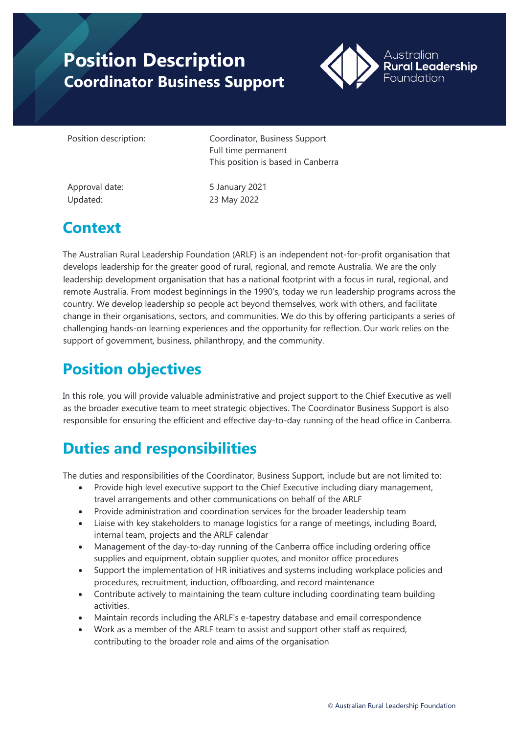# Position Description
## Coordinator Business Support

Australian **Rural Leadership** Foundation

| | |
|---|---|
| Position description: | Coordinator, Business Support<br>Full time permanent<br>This position is based in Canberra |
| Approval date:<br>Updated: | 5 January 2021<br>23 May 2022 |

## Context

The Australian Rural Leadership Foundation (ARLF) is an independent not-for-profit organisation that develops leadership for the greater good of rural, regional, and remote Australia. We are the only leadership development organisation that has a national footprint with a focus in rural, regional, and remote Australia. From modest beginnings in the 1990's, today we run leadership programs across the country. We develop leadership so people act beyond themselves, work with others, and facilitate change in their organisations, sectors, and communities. We do this by offering participants a series of challenging hands-on learning experiences and the opportunity for reflection. Our work relies on the support of government, business, philanthropy, and the community.

## Position objectives

In this role, you will provide valuable administrative and project support to the Chief Executive as well as the broader executive team to meet strategic objectives. The Coordinator Business Support is also responsible for ensuring the efficient and effective day-to-day running of the head office in Canberra.

## Duties and responsibilities

The duties and responsibilities of the Coordinator, Business Support, include but are not limited to:

- Provide high level executive support to the Chief Executive including diary management, travel arrangements and other communications on behalf of the ARLF
- Provide administration and coordination services for the broader leadership team
- Liaise with key stakeholders to manage logistics for a range of meetings, including Board, internal team, projects and the ARLF calendar
- Management of the day-to-day running of the Canberra office including ordering office supplies and equipment, obtain supplier quotes, and monitor office procedures
- Support the implementation of HR initiatives and systems including workplace policies and procedures, recruitment, induction, offboarding, and record maintenance
- Contribute actively to maintaining the team culture including coordinating team building activities.
- Maintain records including the ARLF's e-tapestry database and email correspondence
- Work as a member of the ARLF team to assist and support other staff as required, contributing to the broader role and aims of the organisation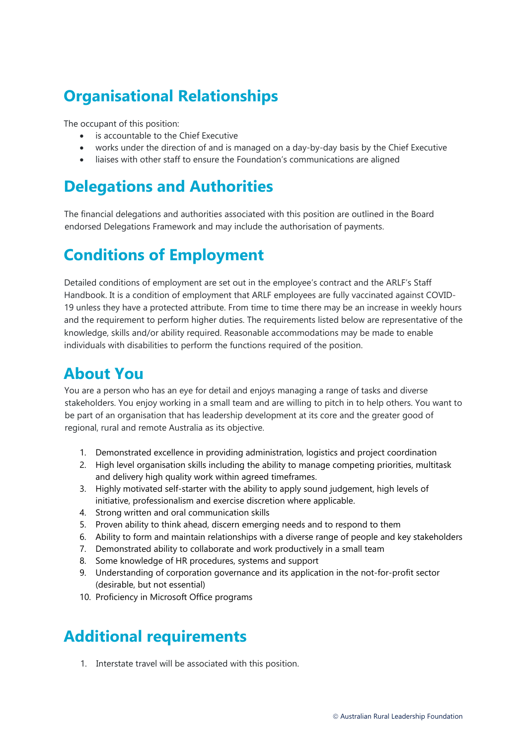## Organisational Relationships

The occupant of this position:

- is accountable to the Chief Executive
- works under the direction of and is managed on a day-by-day basis by the Chief Executive
- liaises with other staff to ensure the Foundation's communications are aligned

## Delegations and Authorities

The financial delegations and authorities associated with this position are outlined in the Board endorsed Delegations Framework and may include the authorisation of payments.

## Conditions of Employment

Detailed conditions of employment are set out in the employee's contract and the ARLF's Staff Handbook. It is a condition of employment that ARLF employees are fully vaccinated against COVID-19 unless they have a protected attribute. From time to time there may be an increase in weekly hours and the requirement to perform higher duties. The requirements listed below are representative of the knowledge, skills and/or ability required. Reasonable accommodations may be made to enable individuals with disabilities to perform the functions required of the position.

## About You

You are a person who has an eye for detail and enjoys managing a range of tasks and diverse stakeholders. You enjoy working in a small team and are willing to pitch in to help others. You want to be part of an organisation that has leadership development at its core and the greater good of regional, rural and remote Australia as its objective.

1. Demonstrated excellence in providing administration, logistics and project coordination
2. High level organisation skills including the ability to manage competing priorities, multitask and delivery high quality work within agreed timeframes.
3. Highly motivated self-starter with the ability to apply sound judgement, high levels of initiative, professionalism and exercise discretion where applicable.
4. Strong written and oral communication skills
5. Proven ability to think ahead, discern emerging needs and to respond to them
6. Ability to form and maintain relationships with a diverse range of people and key stakeholders
7. Demonstrated ability to collaborate and work productively in a small team
8. Some knowledge of HR procedures, systems and support
9. Understanding of corporation governance and its application in the not-for-profit sector (desirable, but not essential)
10. Proficiency in Microsoft Office programs

## Additional requirements

1. Interstate travel will be associated with this position.

© Australian Rural Leadership Foundation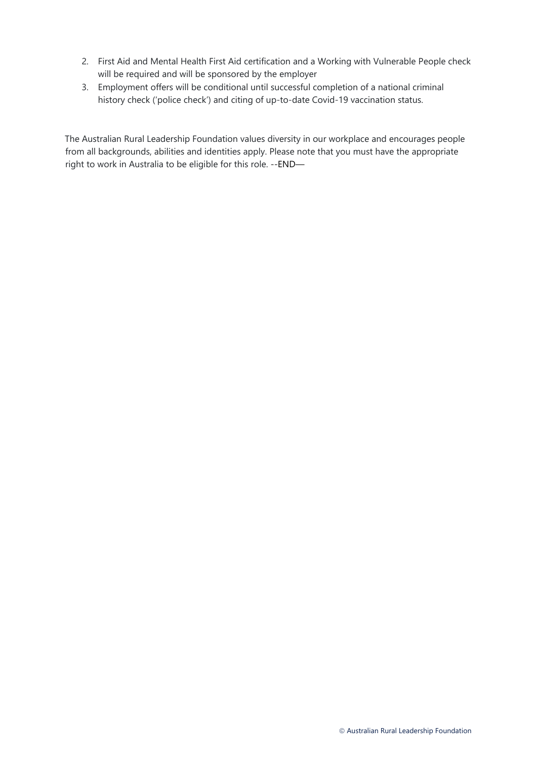2. First Aid and Mental Health First Aid certification and a Working with Vulnerable People check will be required and will be sponsored by the employer
3. Employment offers will be conditional until successful completion of a national criminal history check ('police check') and citing of up-to-date Covid-19 vaccination status.

The Australian Rural Leadership Foundation values diversity in our workplace and encourages people from all backgrounds, abilities and identities apply. Please note that you must have the appropriate right to work in Australia to be eligible for this role. --END—